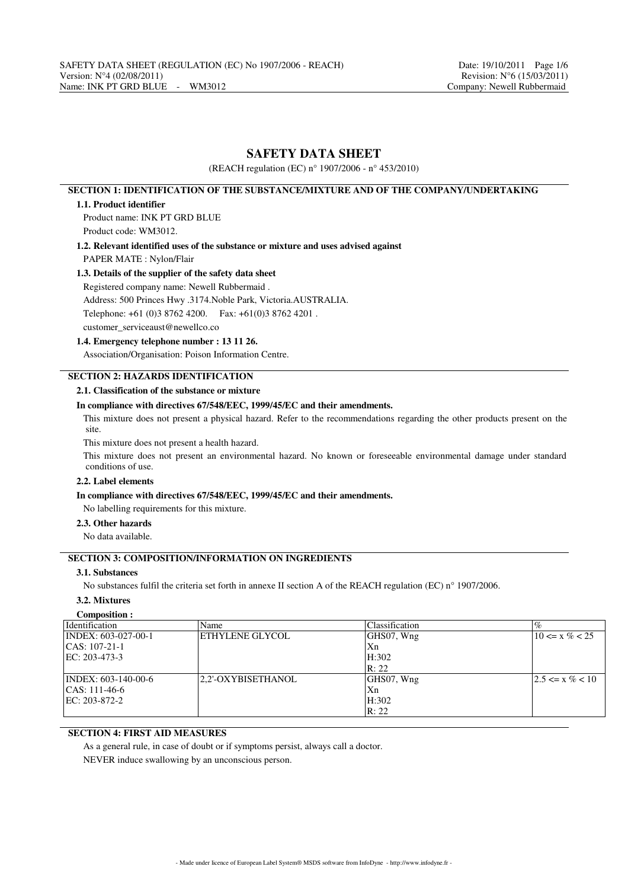# SAFETY DATA SHEET

(REACH regulation (EC) n° 1907/2006 - n° 453/2010)

## SECTION 1: IDENTIFICATION OF THE SUBSTANCE/MIXTURE AND OF THE COMPANY/UNDERTAKING

### 1.1. Product identifier

Product name: INK PT GRD BLUE

Product code: WM3012.

### 1.2. Relevant identified uses of the substance or mixture and uses advised against

PAPER MATE : Nylon/Flair

### 1.3. Details of the supplier of the safety data sheet

Registered company name: Newell Rubbermaid .

Address: 500 Princes Hwy .3174.Noble Park, Victoria.AUSTRALIA.

Telephone: +61 (0)3 8762 4200.  Fax: +61(0)3 8762 4201 .

customer_serviceaust@newellco.co

### 1.4. Emergency telephone number : 13 11 26.

Association/Organisation: Poison Information Centre.

## SECTION 2: HAZARDS IDENTIFICATION

### 2.1. Classification of the substance or mixture

**In compliance with directives 67/548/EEC, 1999/45/EC and their amendments.**

This mixture does not present a physical hazard. Refer to the recommendations regarding the other products present on the site.

This mixture does not present a health hazard.

This mixture does not present an environmental hazard. No known or foreseeable environmental damage under standard conditions of use.

### 2.2. Label elements

**In compliance with directives 67/548/EEC, 1999/45/EC and their amendments.**

No labelling requirements for this mixture.

### 2.3. Other hazards

No data available.

## SECTION 3: COMPOSITION/INFORMATION ON INGREDIENTS

### 3.1. Substances

No substances fulfil the criteria set forth in annexe II section A of the REACH regulation (EC) n° 1907/2006.

### 3.2. Mixtures

**Composition :**

| Identification | Name | Classification | % |
|---|---|---|---|
| INDEX: 603-027-00-1<br>CAS: 107-21-1<br>EC: 203-473-3 | ETHYLENE GLYCOL | GHS07, Wng<br>Xn<br>H:302<br>R: 22 | 10 <= x % < 25 |
| INDEX: 603-140-00-6<br>CAS: 111-46-6<br>EC: 203-872-2 | 2,2'-OXYBISETHANOL | GHS07, Wng<br>Xn<br>H:302<br>R: 22 | 2.5 <= x % < 10 |

## SECTION 4: FIRST AID MEASURES

As a general rule, in case of doubt or if symptoms persist, always call a doctor.

NEVER induce swallowing by an unconscious person.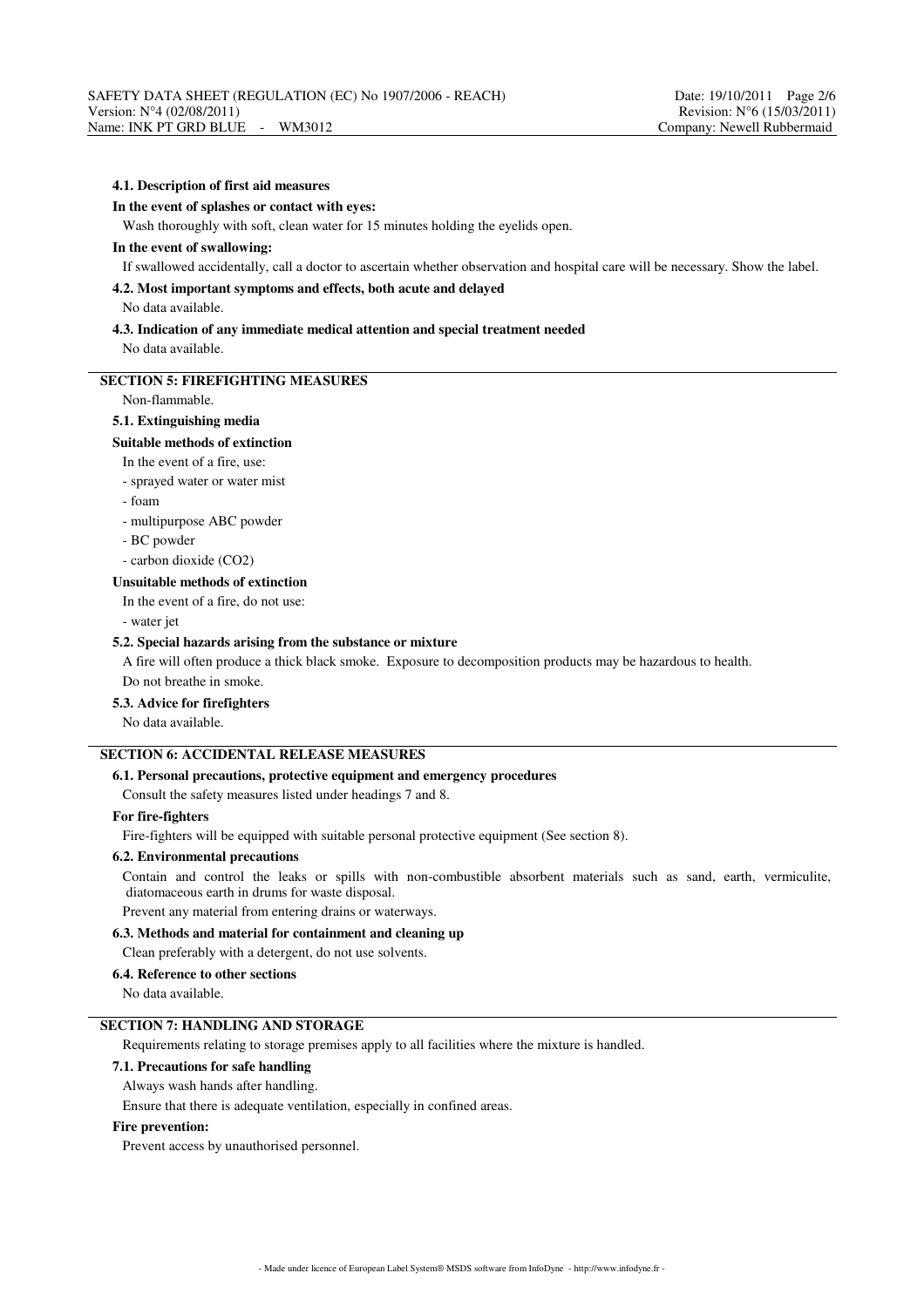### 4.1. Description of first aid measures

**In the event of splashes or contact with eyes:**

Wash thoroughly with soft, clean water for 15 minutes holding the eyelids open.

**In the event of swallowing:**

If swallowed accidentally, call a doctor to ascertain whether observation and hospital care will be necessary. Show the label.

### 4.2. Most important symptoms and effects, both acute and delayed

No data available.

### 4.3. Indication of any immediate medical attention and special treatment needed

No data available.

## SECTION 5: FIREFIGHTING MEASURES

Non-flammable.

### 5.1. Extinguishing media

**Suitable methods of extinction**

In the event of a fire, use:

- sprayed water or water mist
- foam
- multipurpose ABC powder
- BC powder
- carbon dioxide ($CO_2$)

**Unsuitable methods of extinction**

In the event of a fire, do not use:

- water jet

### 5.2. Special hazards arising from the substance or mixture

A fire will often produce a thick black smoke. Exposure to decomposition products may be hazardous to health.

Do not breathe in smoke.

### 5.3. Advice for firefighters

No data available.

## SECTION 6: ACCIDENTAL RELEASE MEASURES

### 6.1. Personal precautions, protective equipment and emergency procedures

Consult the safety measures listed under headings 7 and 8.

**For fire-fighters**

Fire-fighters will be equipped with suitable personal protective equipment (See section 8).

### 6.2. Environmental precautions

Contain and control the leaks or spills with non-combustible absorbent materials such as sand, earth, vermiculite, diatomaceous earth in drums for waste disposal.

Prevent any material from entering drains or waterways.

### 6.3. Methods and material for containment and cleaning up

Clean preferably with a detergent, do not use solvents.

### 6.4. Reference to other sections

No data available.

## SECTION 7: HANDLING AND STORAGE

Requirements relating to storage premises apply to all facilities where the mixture is handled.

### 7.1. Precautions for safe handling

Always wash hands after handling.

Ensure that there is adequate ventilation, especially in confined areas.

**Fire prevention:**

Prevent access by unauthorised personnel.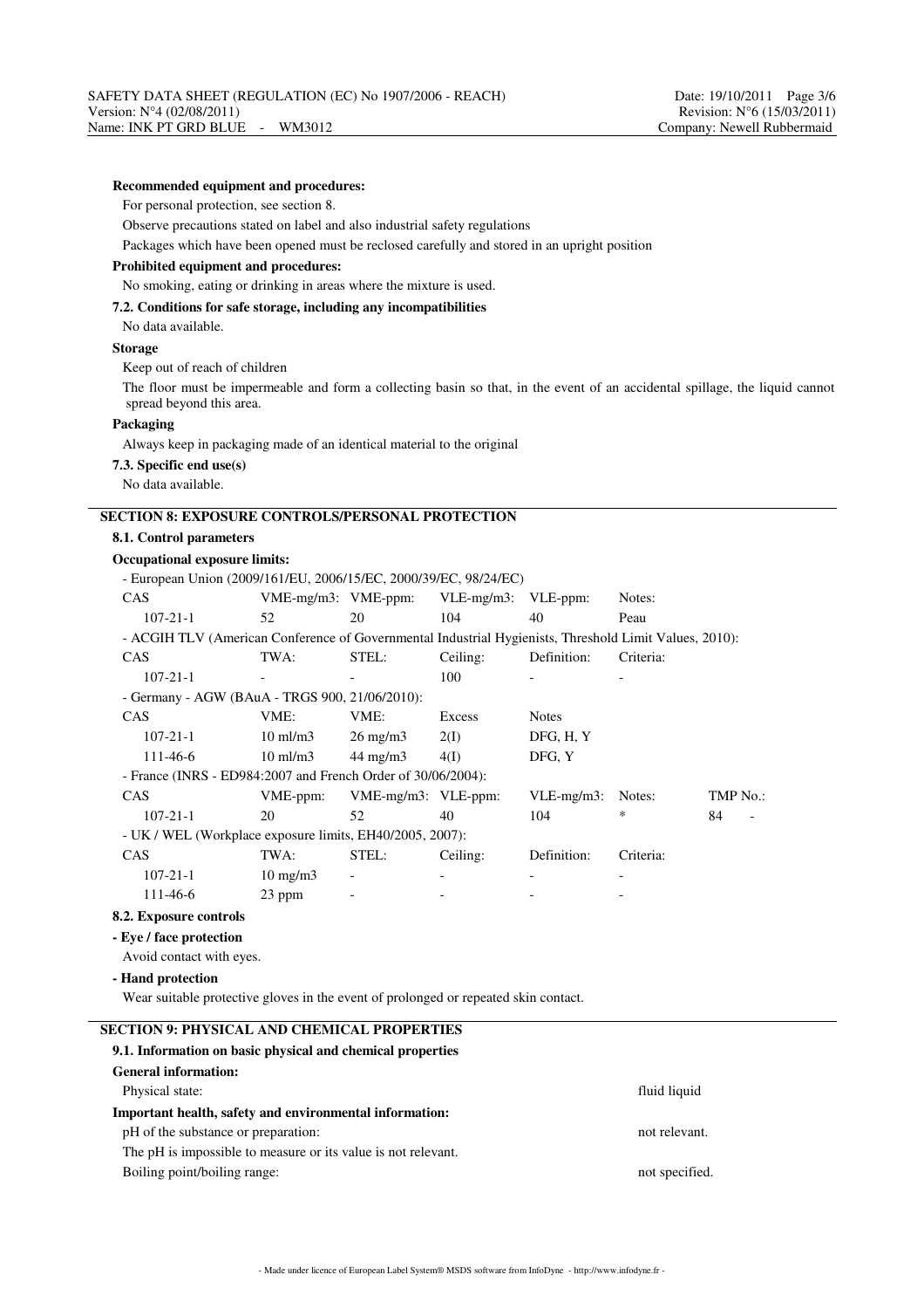**Recommended equipment and procedures:**

For personal protection, see section 8.

Observe precautions stated on label and also industrial safety regulations

Packages which have been opened must be reclosed carefully and stored in an upright position

**Prohibited equipment and procedures:**

No smoking, eating or drinking in areas where the mixture is used.

**7.2. Conditions for safe storage, including any incompatibilities**

No data available.

**Storage**

Keep out of reach of children

The floor must be impermeable and form a collecting basin so that, in the event of an accidental spillage, the liquid cannot spread beyond this area.

**Packaging**

Always keep in packaging made of an identical material to the original

**7.3. Specific end use(s)**

No data available.

## SECTION 8: EXPOSURE CONTROLS/PERSONAL PROTECTION

**8.1. Control parameters**

**Occupational exposure limits:**

- European Union (2009/161/EU, 2006/15/EC, 2000/39/EC, 98/24/EC)

| CAS | VME-mg/m3: | VME-ppm: | VLE-mg/m3: | VLE-ppm: | Notes: |
|---|---|---|---|---|---|
| 107-21-1 | 52 | 20 | 104 | 40 | Peau |

- ACGIH TLV (American Conference of Governmental Industrial Hygienists, Threshold Limit Values, 2010):

| CAS | TWA: | STEL: | Ceiling: | Definition: | Criteria: |
|---|---|---|---|---|---|
| 107-21-1 | - | - | 100 | - | - |

- Germany - AGW (BAuA - TRGS 900, 21/06/2010):

| CAS | VME: | VME: | Excess | Notes |
|---|---|---|---|---|
| 107-21-1 | 10 ml/m3 | 26 mg/m3 | 2(I) | DFG, H, Y |
| 111-46-6 | 10 ml/m3 | 44 mg/m3 | 4(I) | DFG, Y |

- France (INRS - ED984:2007 and French Order of 30/06/2004):

| CAS | VME-ppm: | VME-mg/m3: | VLE-ppm: | VLE-mg/m3: | Notes: | TMP No.: |
|---|---|---|---|---|---|---|
| 107-21-1 | 20 | 52 | 40 | 104 | * | 84 - |

- UK / WEL (Workplace exposure limits, EH40/2005, 2007):

| CAS | TWA: | STEL: | Ceiling: | Definition: | Criteria: |
|---|---|---|---|---|---|
| 107-21-1 | 10 mg/m3 | - | - | - | - |
| 111-46-6 | 23 ppm | - | - | - | - |

**8.2. Exposure controls**

**- Eye / face protection**

Avoid contact with eyes.

**- Hand protection**

Wear suitable protective gloves in the event of prolonged or repeated skin contact.

## SECTION 9: PHYSICAL AND CHEMICAL PROPERTIES

**9.1. Information on basic physical and chemical properties**

**General information:**

Physical state: fluid liquid

**Important health, safety and environmental information:**

pH of the substance or preparation: not relevant.

The pH is impossible to measure or its value is not relevant.

Boiling point/boiling range: not specified.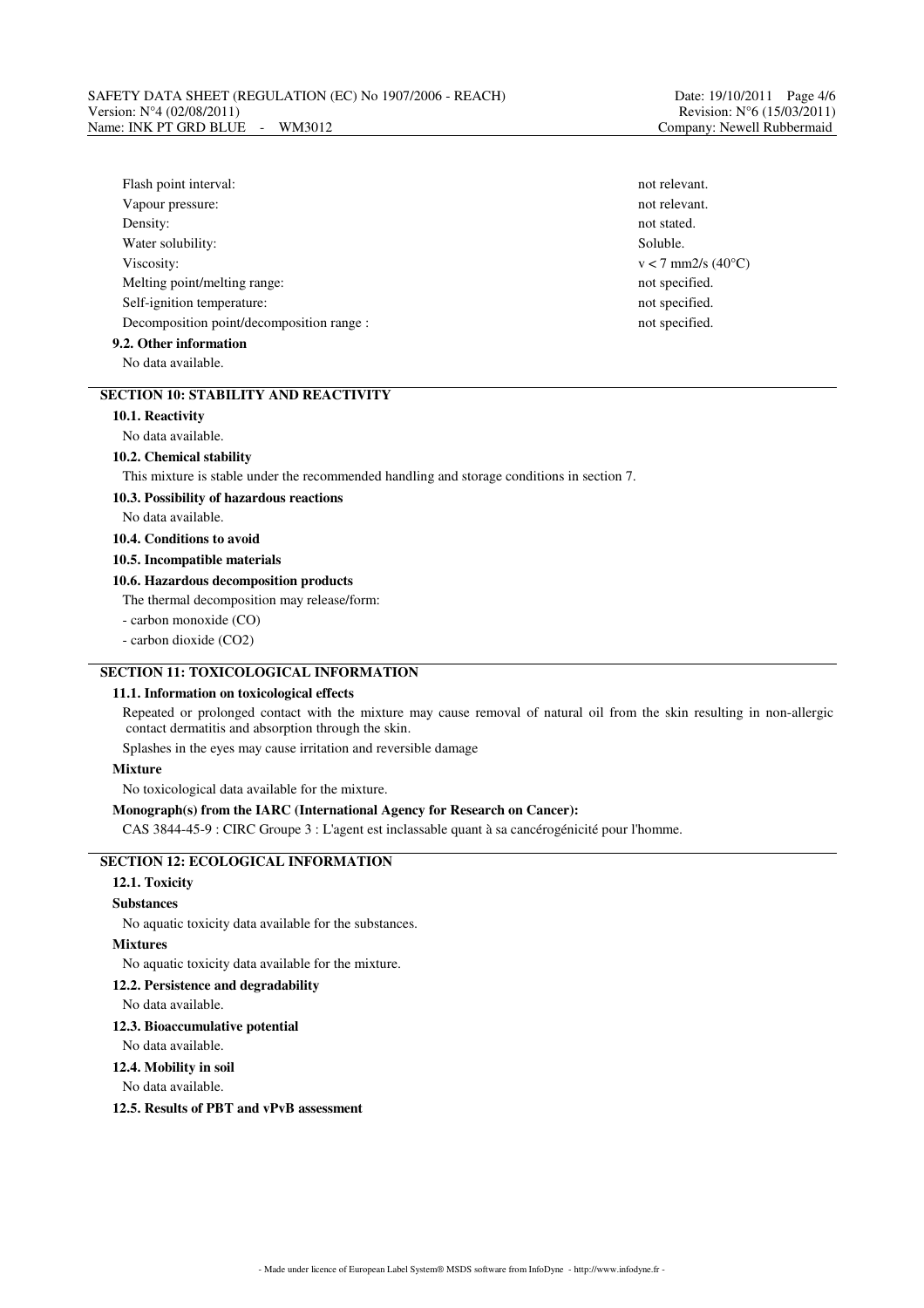Flash point interval: not relevant.

Vapour pressure: not relevant.

Density: not stated.

Water solubility: Soluble.

Viscosity: $v < 7$ mm2/s (40°C)

Melting point/melting range: not specified.

Self-ignition temperature: not specified.

Decomposition point/decomposition range : not specified.

### 9.2. Other information

No data available.

## SECTION 10: STABILITY AND REACTIVITY

### 10.1. Reactivity

No data available.

### 10.2. Chemical stability

This mixture is stable under the recommended handling and storage conditions in section 7.

### 10.3. Possibility of hazardous reactions

No data available.

### 10.4. Conditions to avoid

### 10.5. Incompatible materials

### 10.6. Hazardous decomposition products

The thermal decomposition may release/form:

- carbon monoxide (CO)
- carbon dioxide ($CO_2$)

## SECTION 11: TOXICOLOGICAL INFORMATION

### 11.1. Information on toxicological effects

Repeated or prolonged contact with the mixture may cause removal of natural oil from the skin resulting in non-allergic contact dermatitis and absorption through the skin.

Splashes in the eyes may cause irritation and reversible damage

**Mixture**

No toxicological data available for the mixture.

**Monograph(s) from the IARC (International Agency for Research on Cancer):**

CAS 3844-45-9 : CIRC Groupe 3 : L'agent est inclassable quant à sa cancérogénicité pour l'homme.

## SECTION 12: ECOLOGICAL INFORMATION

### 12.1. Toxicity

**Substances**

No aquatic toxicity data available for the substances.

**Mixtures**

No aquatic toxicity data available for the mixture.

### 12.2. Persistence and degradability

No data available.

### 12.3. Bioaccumulative potential

No data available.

### 12.4. Mobility in soil

No data available.

### 12.5. Results of PBT and vPvB assessment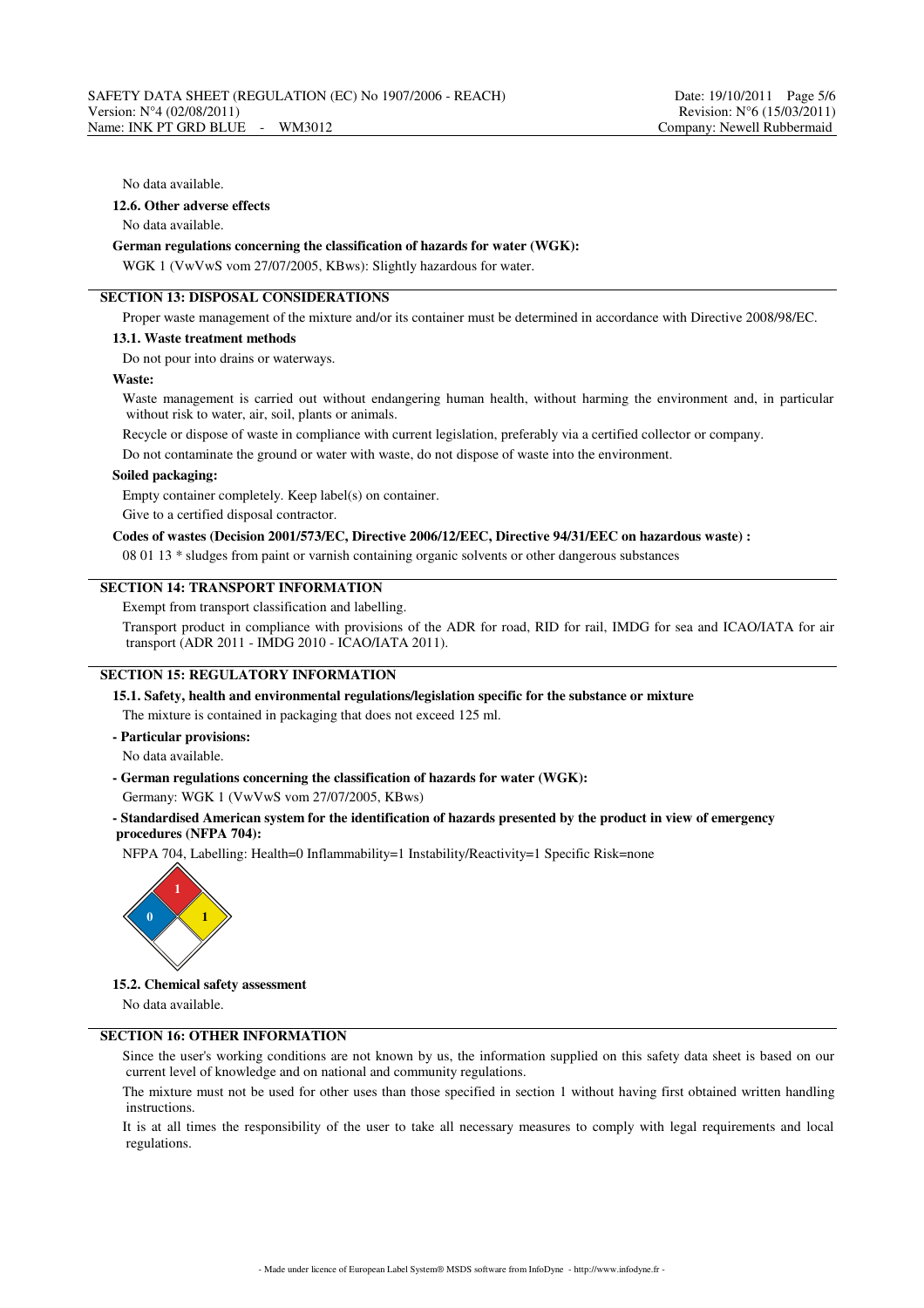No data available.

**12.6. Other adverse effects**

No data available.

**German regulations concerning the classification of hazards for water (WGK):**

WGK 1 (VwVwS vom 27/07/2005, KBws): Slightly hazardous for water.

## SECTION 13: DISPOSAL CONSIDERATIONS

Proper waste management of the mixture and/or its container must be determined in accordance with Directive 2008/98/EC.

**13.1. Waste treatment methods**

Do not pour into drains or waterways.

**Waste:**

Waste management is carried out without endangering human health, without harming the environment and, in particular without risk to water, air, soil, plants or animals.

Recycle or dispose of waste in compliance with current legislation, preferably via a certified collector or company.

Do not contaminate the ground or water with waste, do not dispose of waste into the environment.

**Soiled packaging:**

Empty container completely. Keep label(s) on container.

Give to a certified disposal contractor.

**Codes of wastes (Decision 2001/573/EC, Directive 2006/12/EEC, Directive 94/31/EEC on hazardous waste) :**

08 01 13 * sludges from paint or varnish containing organic solvents or other dangerous substances

## SECTION 14: TRANSPORT INFORMATION

Exempt from transport classification and labelling.

Transport product in compliance with provisions of the ADR for road, RID for rail, IMDG for sea and ICAO/IATA for air transport (ADR 2011 - IMDG 2010 - ICAO/IATA 2011).

## SECTION 15: REGULATORY INFORMATION

**15.1. Safety, health and environmental regulations/legislation specific for the substance or mixture**

The mixture is contained in packaging that does not exceed 125 ml.

**- Particular provisions:**

No data available.

**- German regulations concerning the classification of hazards for water (WGK):**

Germany: WGK 1 (VwVwS vom 27/07/2005, KBws)

**- Standardised American system for the identification of hazards presented by the product in view of emergency procedures (NFPA 704):**

NFPA 704, Labelling: Health=0 Inflammability=1 Instability/Reactivity=1 Specific Risk=none

**15.2. Chemical safety assessment**

No data available.

## SECTION 16: OTHER INFORMATION

Since the user's working conditions are not known by us, the information supplied on this safety data sheet is based on our current level of knowledge and on national and community regulations.

The mixture must not be used for other uses than those specified in section 1 without having first obtained written handling instructions.

It is at all times the responsibility of the user to take all necessary measures to comply with legal requirements and local regulations.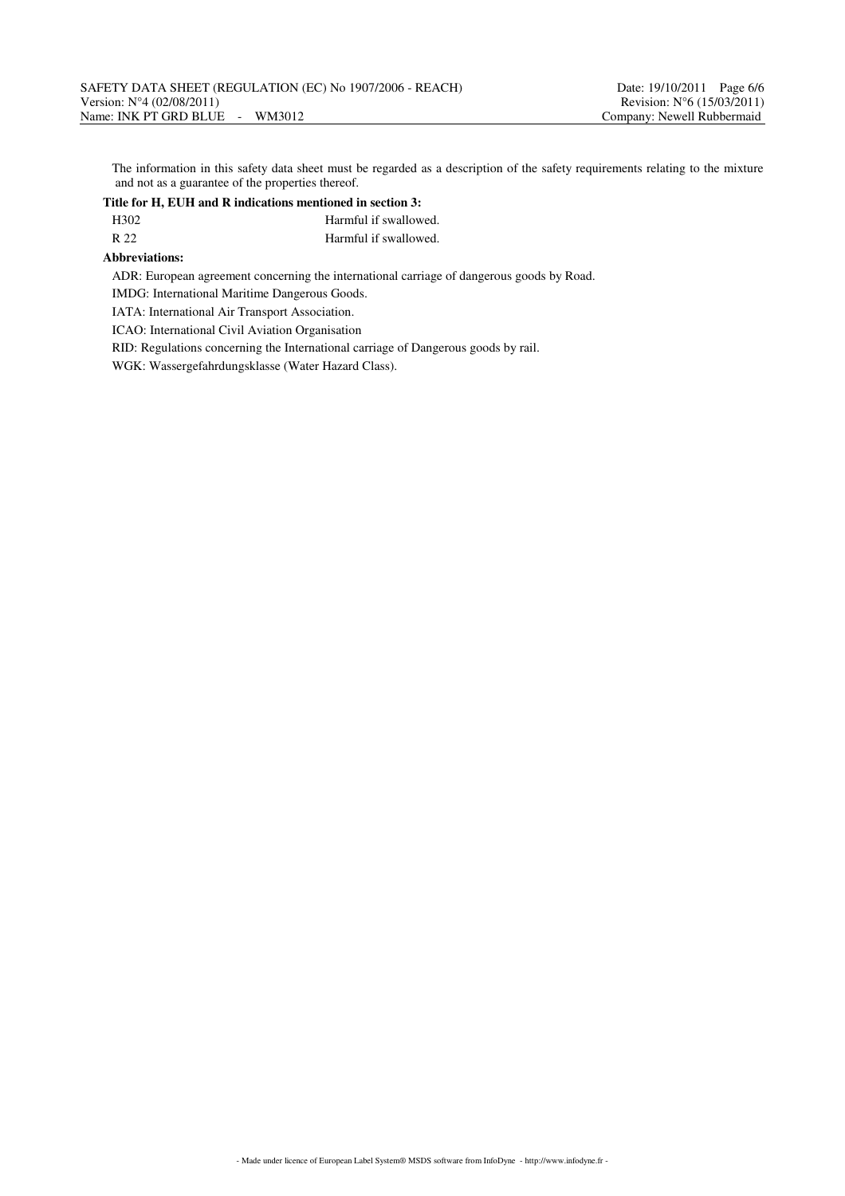The information in this safety data sheet must be regarded as a description of the safety requirements relating to the mixture and not as a guarantee of the properties thereof.

**Title for H, EUH and R indications mentioned in section 3:**

| | |
|---|---|
| H302 | Harmful if swallowed. |
| R 22 | Harmful if swallowed. |

**Abbreviations:**

ADR: European agreement concerning the international carriage of dangerous goods by Road.

IMDG: International Maritime Dangerous Goods.

IATA: International Air Transport Association.

ICAO: International Civil Aviation Organisation

RID: Regulations concerning the International carriage of Dangerous goods by rail.

WGK: Wassergefahrdungsklasse (Water Hazard Class).